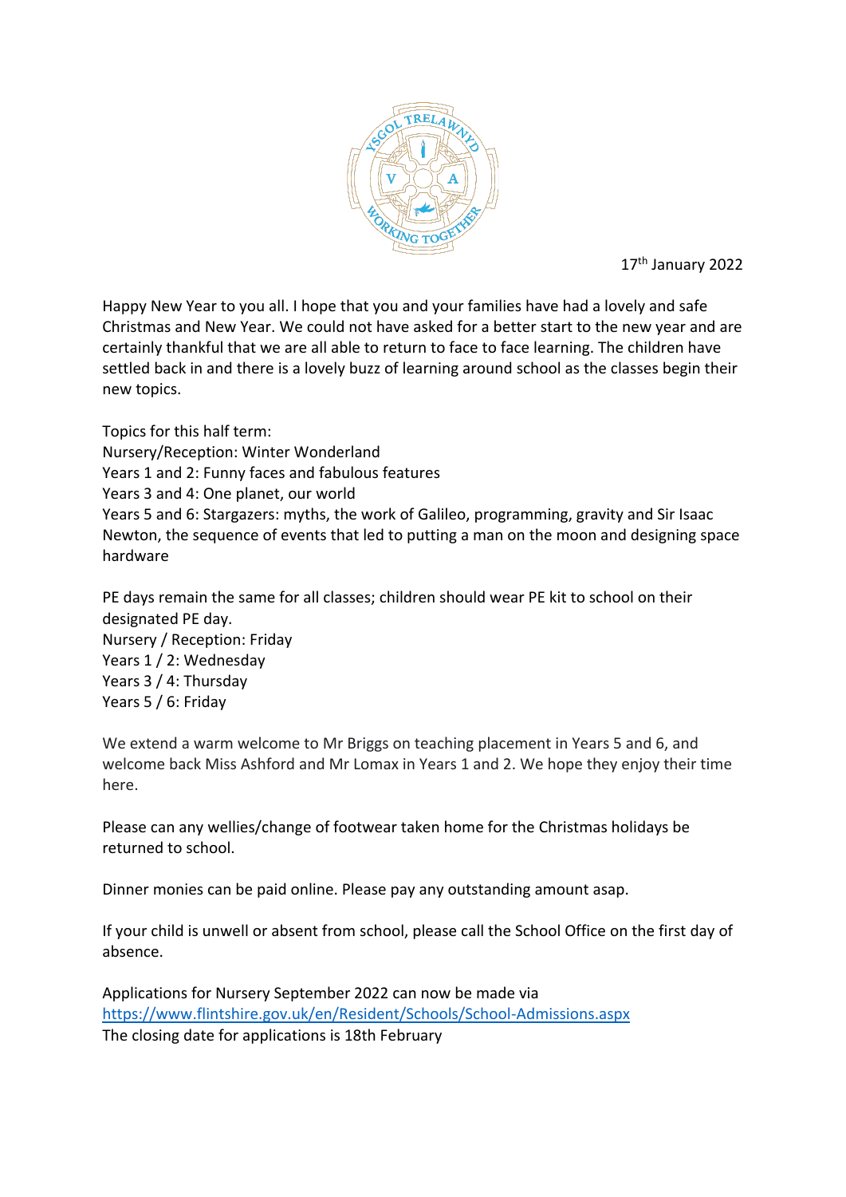17th January 2022

Happy New Year to you all. I hope that you and your families have had a lovely and safe Christmas and New Year. We could not have asked for a better start to the new year and are certainly thankful that we are all able to return to face to face learning. The children have settled back in and there is a lovely buzz of learning around school as the classes begin their new topics.

Topics for this half term:
Nursery/Reception: Winter Wonderland
Years 1 and 2: Funny faces and fabulous features
Years 3 and 4: One planet, our world
Years 5 and 6: Stargazers: myths, the work of Galileo, programming, gravity and Sir Isaac Newton, the sequence of events that led to putting a man on the moon and designing space hardware

PE days remain the same for all classes; children should wear PE kit to school on their designated PE day.
Nursery / Reception: Friday
Years 1 / 2: Wednesday
Years 3 / 4: Thursday
Years 5 / 6: Friday

We extend a warm welcome to Mr Briggs on teaching placement in Years 5 and 6, and welcome back Miss Ashford and Mr Lomax in Years 1 and 2. We hope they enjoy their time here.

Please can any wellies/change of footwear taken home for the Christmas holidays be returned to school.

Dinner monies can be paid online. Please pay any outstanding amount asap.

If your child is unwell or absent from school, please call the School Office on the first day of absence.

Applications for Nursery September 2022 can now be made via
https://www.flintshire.gov.uk/en/Resident/Schools/School-Admissions.aspx
The closing date for applications is 18th February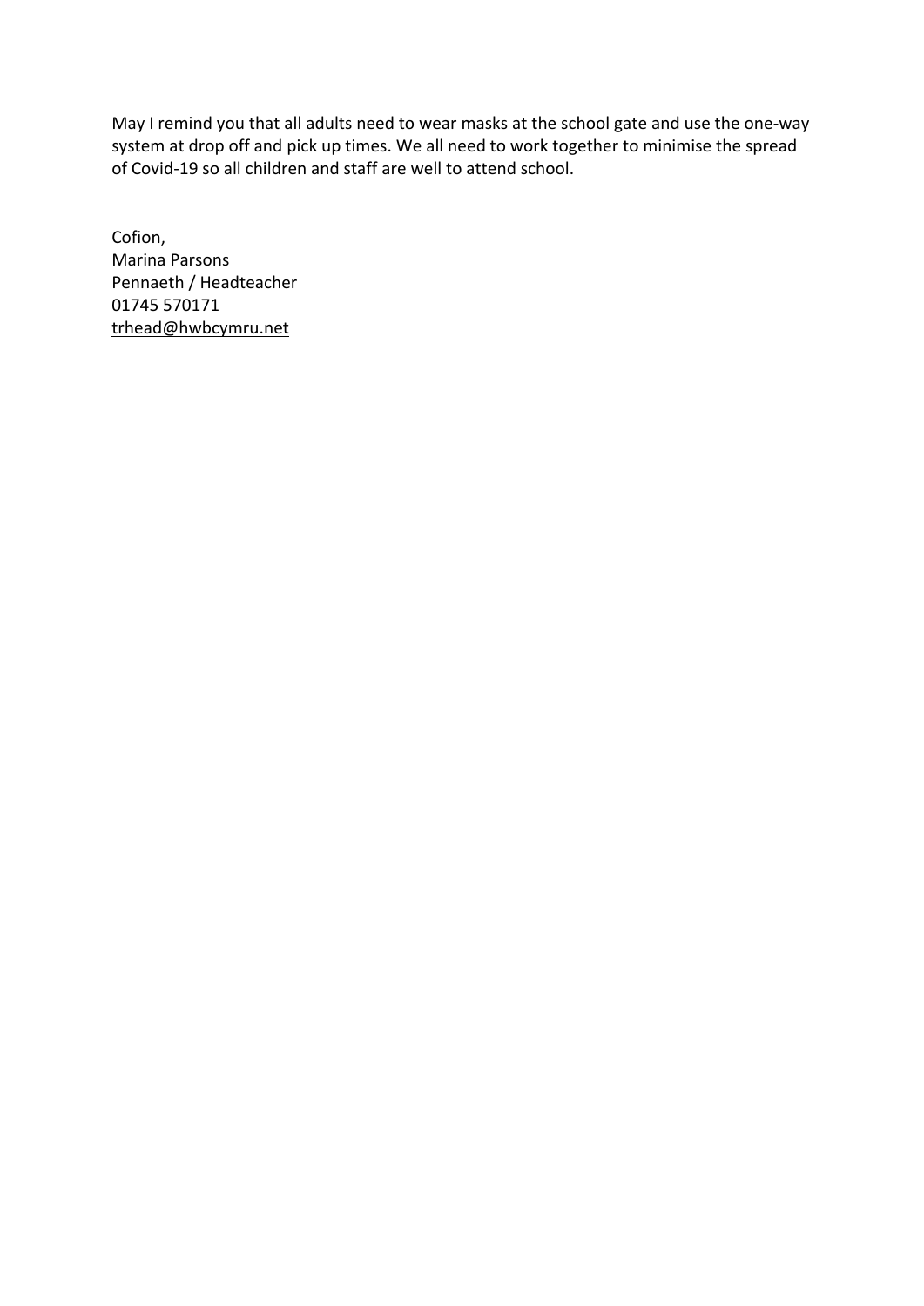May I remind you that all adults need to wear masks at the school gate and use the one-way system at drop off and pick up times. We all need to work together to minimise the spread of Covid-19 so all children and staff are well to attend school.

Cofion,  
Marina Parsons  
Pennaeth / Headteacher  
01745 570171  
trhead@hwbcymru.net